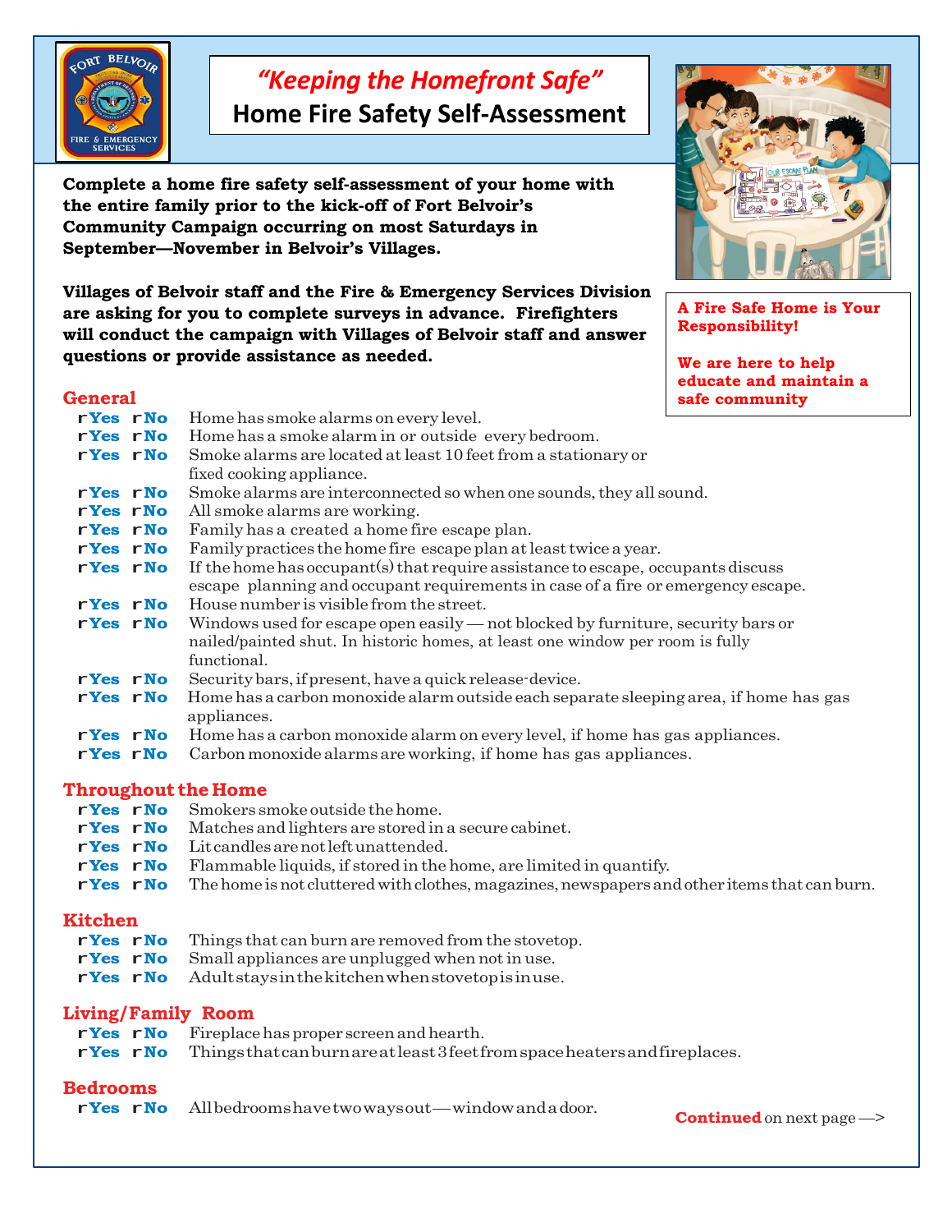# *"Keeping the Homefront Safe"*

## Home Fire Safety Self-Assessment

**Complete a home fire safety self-assessment of your home with the entire family prior to the kick-off of Fort Belvoir's Community Campaign occurring on most Saturdays in September—November in Belvoir's Villages.**

**Villages of Belvoir staff and the Fire & Emergency Services Division are asking for you to complete surveys in advance. Firefighters will conduct the campaign with Villages of Belvoir staff and answer questions or provide assistance as needed.**

**A Fire Safe Home is Your Responsibility!**

**We are here to help educate and maintain a safe community**

### General

- rYes rNo Home has smoke alarms on every level.
- rYes rNo Home has a smoke alarm in or outside every bedroom.
- rYes rNo Smoke alarms are located at least 10 feet from a stationary or fixed cooking appliance.
- rYes rNo Smoke alarms are interconnected so when one sounds, they all sound.
- rYes rNo All smoke alarms are working.
- rYes rNo Family has a created a home fire escape plan.
- rYes rNo Family practices the home fire escape plan at least twice a year.
- rYes rNo If the home has occupant(s) that require assistance to escape, occupants discuss escape planning and occupant requirements in case of a fire or emergency escape.
- rYes rNo House number is visible from the street.
- rYes rNo Windows used for escape open easily — not blocked by furniture, security bars or nailed/painted shut. In historic homes, at least one window per room is fully functional.
- rYes rNo Security bars, if present, have a quick release-device.
- rYes rNo Home has a carbon monoxide alarm outside each separate sleeping area, if home has gas appliances.
- rYes rNo Home has a carbon monoxide alarm on every level, if home has gas appliances.
- rYes rNo Carbon monoxide alarms are working, if home has gas appliances.

### Throughout the Home

- rYes rNo Smokers smoke outside the home.
- rYes rNo Matches and lighters are stored in a secure cabinet.
- rYes rNo Lit candles are not left unattended.
- rYes rNo Flammable liquids, if stored in the home, are limited in quantify.
- rYes rNo The home is not cluttered with clothes, magazines, newspapers and other items that can burn.

### Kitchen

- rYes rNo Things that can burn are removed from the stovetop.
- rYes rNo Small appliances are unplugged when not in use.
- rYes rNo Adult stays in the kitchen when stovetop is in use.

### Living/Family Room

- rYes rNo Fireplace has proper screen and hearth.
- rYes rNo Things that can burn are at least 3 feet from space heaters and fireplaces.

### Bedrooms

- rYes rNo All bedrooms have two ways out — window and a door.

**Continued** on next page —>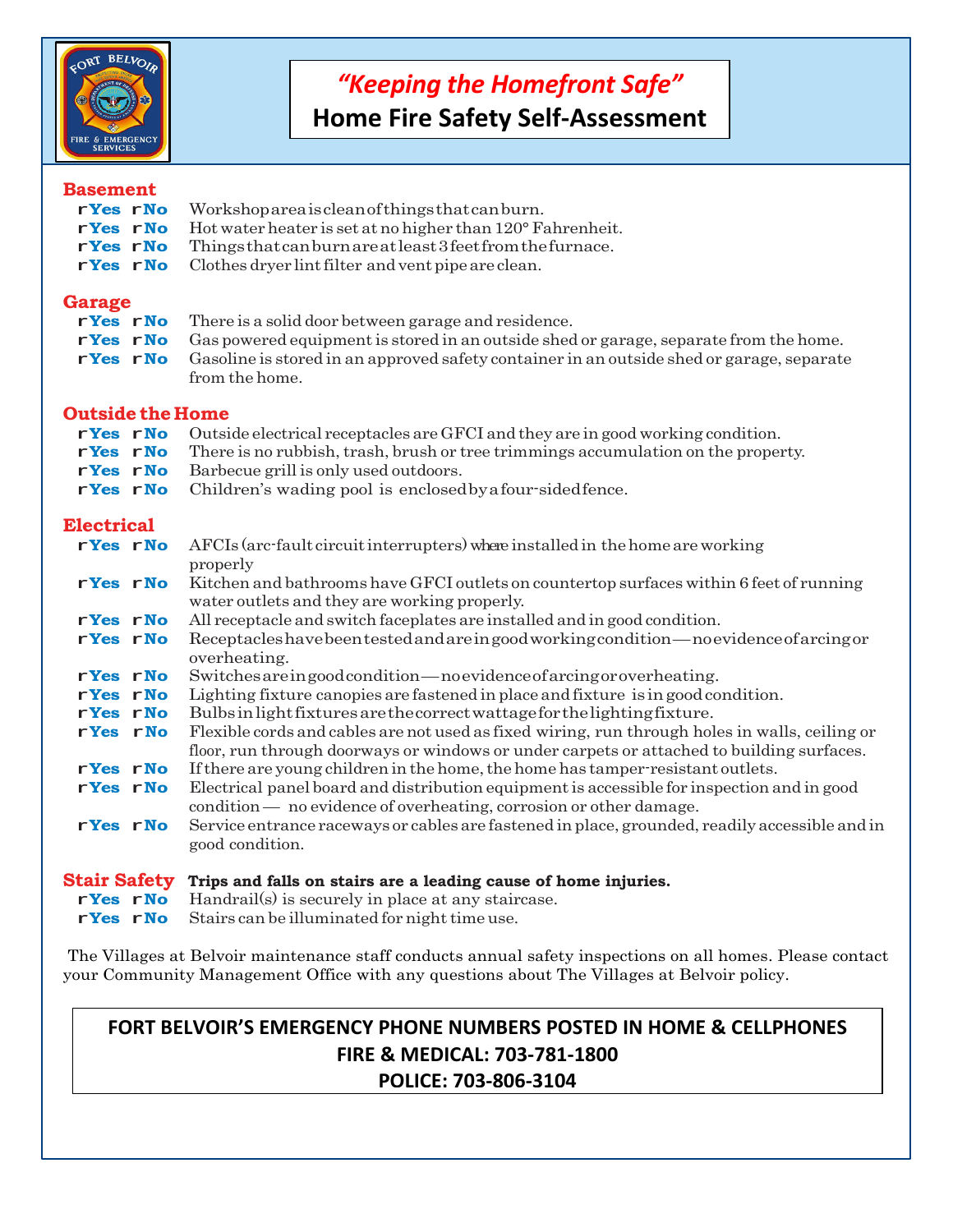## *"Keeping the Homefront Safe"*
## Home Fire Safety Self-Assessment

### Basement

- rYes rNo Workshop area is clean of things that can burn.
- rYes rNo Hot water heater is set at no higher than 120° Fahrenheit.
- rYes rNo Things that can burn are at least 3 feet from the furnace.
- rYes rNo Clothes dryer lint filter and vent pipe are clean.

### Garage

- rYes rNo There is a solid door between garage and residence.
- rYes rNo Gas powered equipment is stored in an outside shed or garage, separate from the home.
- rYes rNo Gasoline is stored in an approved safety container in an outside shed or garage, separate from the home.

### Outside the Home

- rYes rNo Outside electrical receptacles are GFCI and they are in good working condition.
- rYes rNo There is no rubbish, trash, brush or tree trimmings accumulation on the property.
- rYes rNo Barbecue grill is only used outdoors.
- rYes rNo Children's wading pool is enclosed by a four-sided fence.

### Electrical

- rYes rNo AFCIs (arc-fault circuit interrupters) where installed in the home are working properly
- rYes rNo Kitchen and bathrooms have GFCI outlets on countertop surfaces within 6 feet of running water outlets and they are working properly.
- rYes rNo All receptacle and switch faceplates are installed and in good condition.
- rYes rNo Receptacles have been tested and are in good working condition — no evidence of arcing or overheating.
- rYes rNo Switches are in good condition — no evidence of arcing or overheating.
- rYes rNo Lighting fixture canopies are fastened in place and fixture is in good condition.
- rYes rNo Bulbs in light fixtures are the correct wattage for the lighting fixture.
- rYes rNo Flexible cords and cables are not used as fixed wiring, run through holes in walls, ceiling or floor, run through doorways or windows or under carpets or attached to building surfaces.
- rYes rNo If there are young children in the home, the home has tamper-resistant outlets.
- rYes rNo Electrical panel board and distribution equipment is accessible for inspection and in good condition — no evidence of overheating, corrosion or other damage.
- rYes rNo Service entrance raceways or cables are fastened in place, grounded, readily accessible and in good condition.

### Stair Safety **Trips and falls on stairs are a leading cause of home injuries.**

- rYes rNo Handrail(s) is securely in place at any staircase.
- rYes rNo Stairs can be illuminated for night time use.

The Villages at Belvoir maintenance staff conducts annual safety inspections on all homes. Please contact your Community Management Office with any questions about The Villages at Belvoir policy.

**FORT BELVOIR'S EMERGENCY PHONE NUMBERS POSTED IN HOME & CELLPHONES**
**FIRE & MEDICAL: 703-781-1800**
**POLICE: 703-806-3104**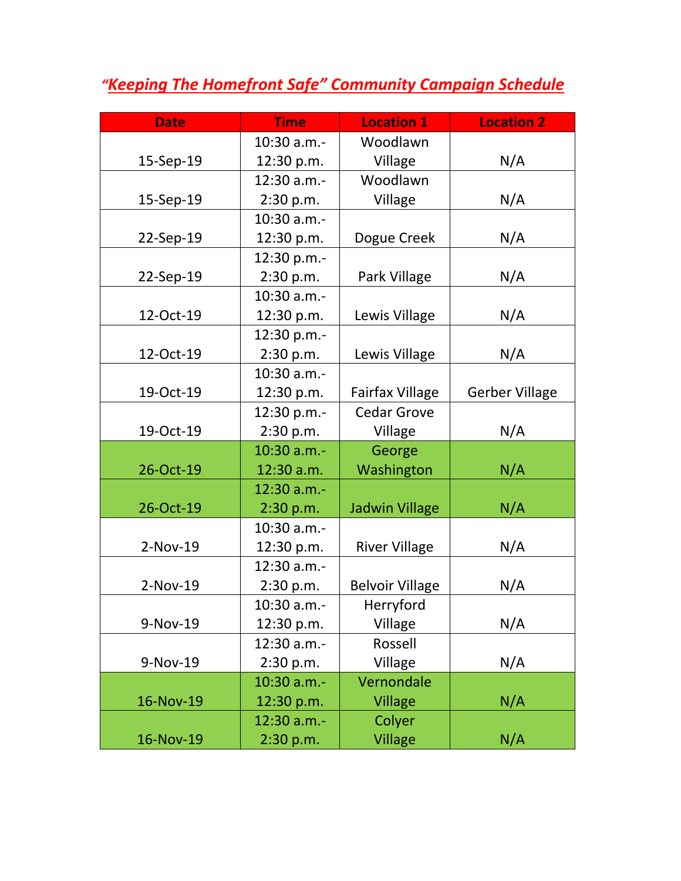# *“Keeping The Homefront Safe” Community Campaign Schedule*

| Date | Time | Location 1 | Location 2 |
|---|---|---|---|
| 15-Sep-19 | 10:30 a.m.- 12:30 p.m. | Woodlawn Village | N/A |
| 15-Sep-19 | 12:30 a.m.- 2:30 p.m. | Woodlawn Village | N/A |
| 22-Sep-19 | 10:30 a.m.- 12:30 p.m. | Dogue Creek | N/A |
| 22-Sep-19 | 12:30 p.m.- 2:30 p.m. | Park Village | N/A |
| 12-Oct-19 | 10:30 a.m.- 12:30 p.m. | Lewis Village | N/A |
| 12-Oct-19 | 12:30 p.m.- 2:30 p.m. | Lewis Village | N/A |
| 19-Oct-19 | 10:30 a.m.- 12:30 p.m. | Fairfax Village | Gerber Village |
| 19-Oct-19 | 12:30 p.m.- 2:30 p.m. | Cedar Grove Village | N/A |
| 26-Oct-19 | 10:30 a.m.- 12:30 a.m. | George Washington | N/A |
| 26-Oct-19 | 12:30 a.m.- 2:30 p.m. | Jadwin Village | N/A |
| 2-Nov-19 | 10:30 a.m.- 12:30 p.m. | River Village | N/A |
| 2-Nov-19 | 12:30 a.m.- 2:30 p.m. | Belvoir Village | N/A |
| 9-Nov-19 | 10:30 a.m.- 12:30 p.m. | Herryford Village | N/A |
| 9-Nov-19 | 12:30 a.m.- 2:30 p.m. | Rossell Village | N/A |
| 16-Nov-19 | 10:30 a.m.- 12:30 p.m. | Vernondale Village | N/A |
| 16-Nov-19 | 12:30 a.m.- 2:30 p.m. | Colyer Village | N/A |